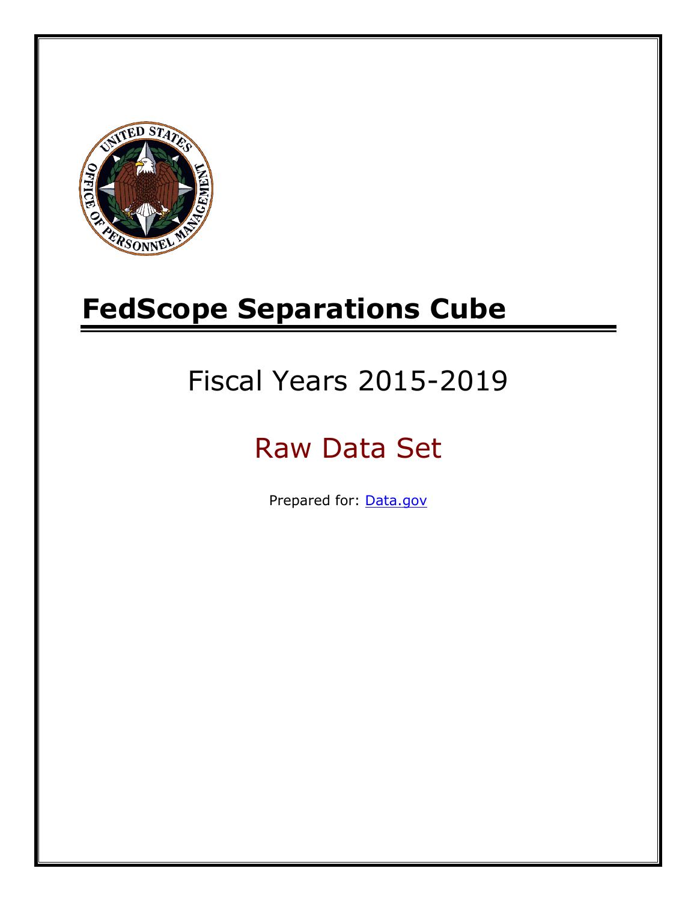# FedScope Separations Cube

## Fiscal Years 2015-2019

## Raw Data Set

Prepared for: Data.gov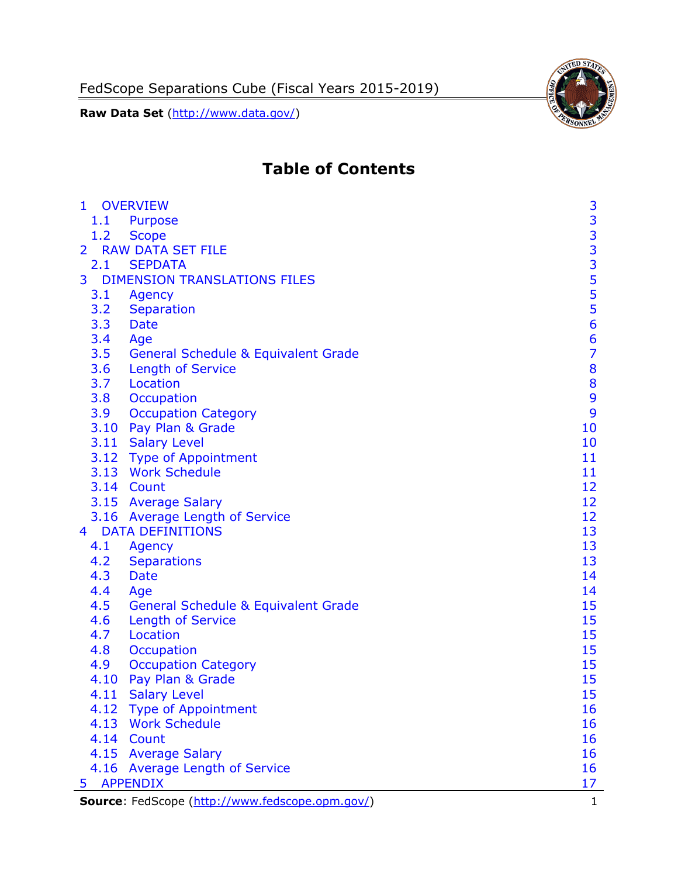FedScope Separations Cube (Fiscal Years 2015-2019)

**Raw Data Set** (http://www.data.gov/)

# Table of Contents

| | | |
|---|---|---|
| 1 | OVERVIEW | 3 |
| 1.1 | Purpose | 3 |
| 1.2 | Scope | 3 |
| 2 | RAW DATA SET FILE | 3 |
| 2.1 | SEPDATA | 3 |
| 3 | DIMENSION TRANSLATIONS FILES | 5 |
| 3.1 | Agency | 5 |
| 3.2 | Separation | 5 |
| 3.3 | Date | 6 |
| 3.4 | Age | 6 |
| 3.5 | General Schedule & Equivalent Grade | 7 |
| 3.6 | Length of Service | 8 |
| 3.7 | Location | 8 |
| 3.8 | Occupation | 9 |
| 3.9 | Occupation Category | 9 |
| 3.10 | Pay Plan & Grade | 10 |
| 3.11 | Salary Level | 10 |
| 3.12 | Type of Appointment | 11 |
| 3.13 | Work Schedule | 11 |
| 3.14 | Count | 12 |
| 3.15 | Average Salary | 12 |
| 3.16 | Average Length of Service | 12 |
| 4 | DATA DEFINITIONS | 13 |
| 4.1 | Agency | 13 |
| 4.2 | Separations | 13 |
| 4.3 | Date | 14 |
| 4.4 | Age | 14 |
| 4.5 | General Schedule & Equivalent Grade | 15 |
| 4.6 | Length of Service | 15 |
| 4.7 | Location | 15 |
| 4.8 | Occupation | 15 |
| 4.9 | Occupation Category | 15 |
| 4.10 | Pay Plan & Grade | 15 |
| 4.11 | Salary Level | 15 |
| 4.12 | Type of Appointment | 16 |
| 4.13 | Work Schedule | 16 |
| 4.14 | Count | 16 |
| 4.15 | Average Salary | 16 |
| 4.16 | Average Length of Service | 16 |
| 5 | APPENDIX | 17 |

**Source**: FedScope (http://www.fedscope.opm.gov/)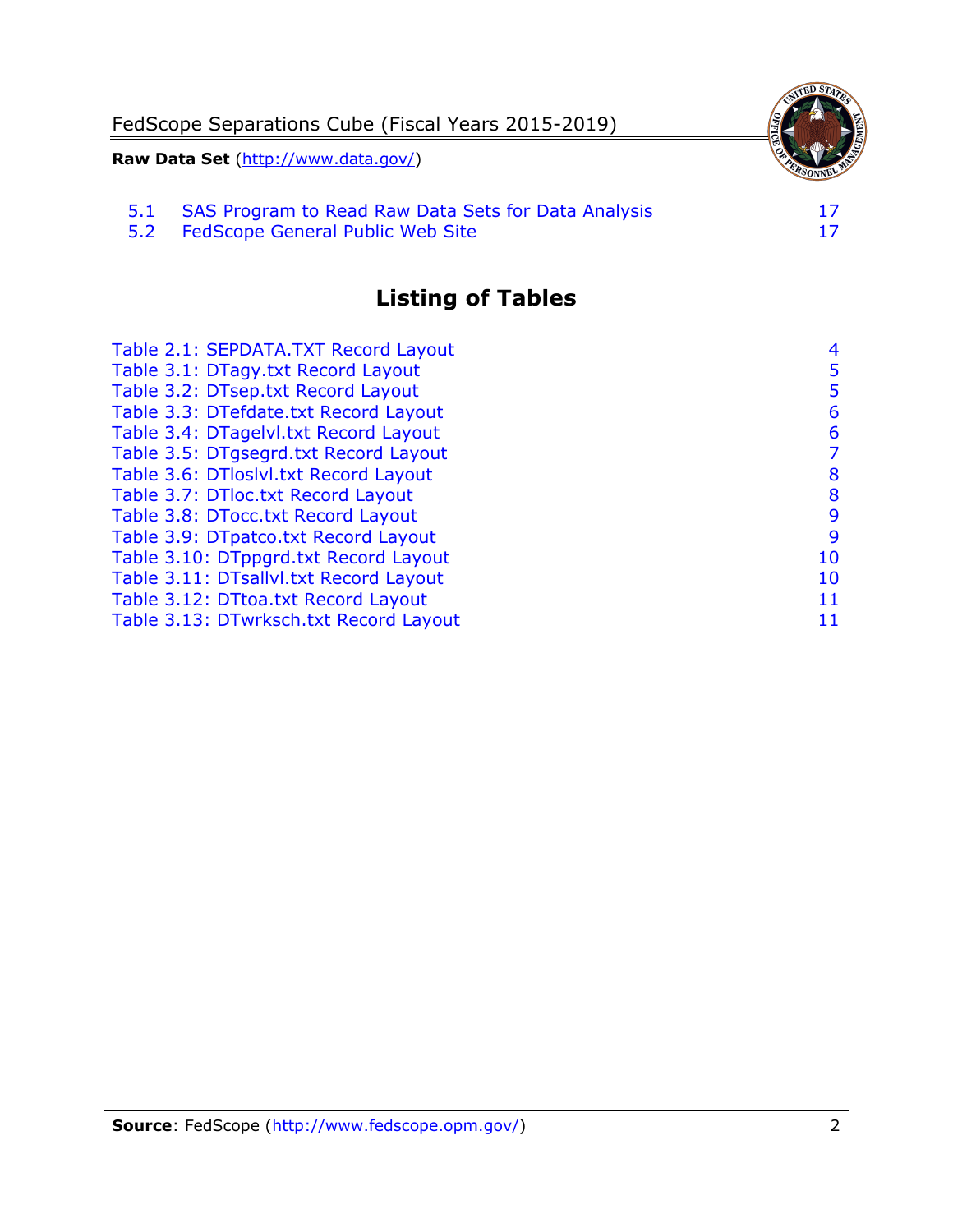5.1 SAS Program to Read Raw Data Sets for Data Analysis 17
5.2 FedScope General Public Web Site 17

## Listing of Tables

| | |
|---|---|
| Table 2.1: SEPDATA.TXT Record Layout | 4 |
| Table 3.1: DTagy.txt Record Layout | 5 |
| Table 3.2: DTsep.txt Record Layout | 5 |
| Table 3.3: DTefdate.txt Record Layout | 6 |
| Table 3.4: DTagelvl.txt Record Layout | 6 |
| Table 3.5: DTgsegrd.txt Record Layout | 7 |
| Table 3.6: DTloslvl.txt Record Layout | 8 |
| Table 3.7: DTloc.txt Record Layout | 8 |
| Table 3.8: DTocc.txt Record Layout | 9 |
| Table 3.9: DTpatco.txt Record Layout | 9 |
| Table 3.10: DTppgrd.txt Record Layout | 10 |
| Table 3.11: DTsallvl.txt Record Layout | 10 |
| Table 3.12: DTtoa.txt Record Layout | 11 |
| Table 3.13: DTwrksch.txt Record Layout | 11 |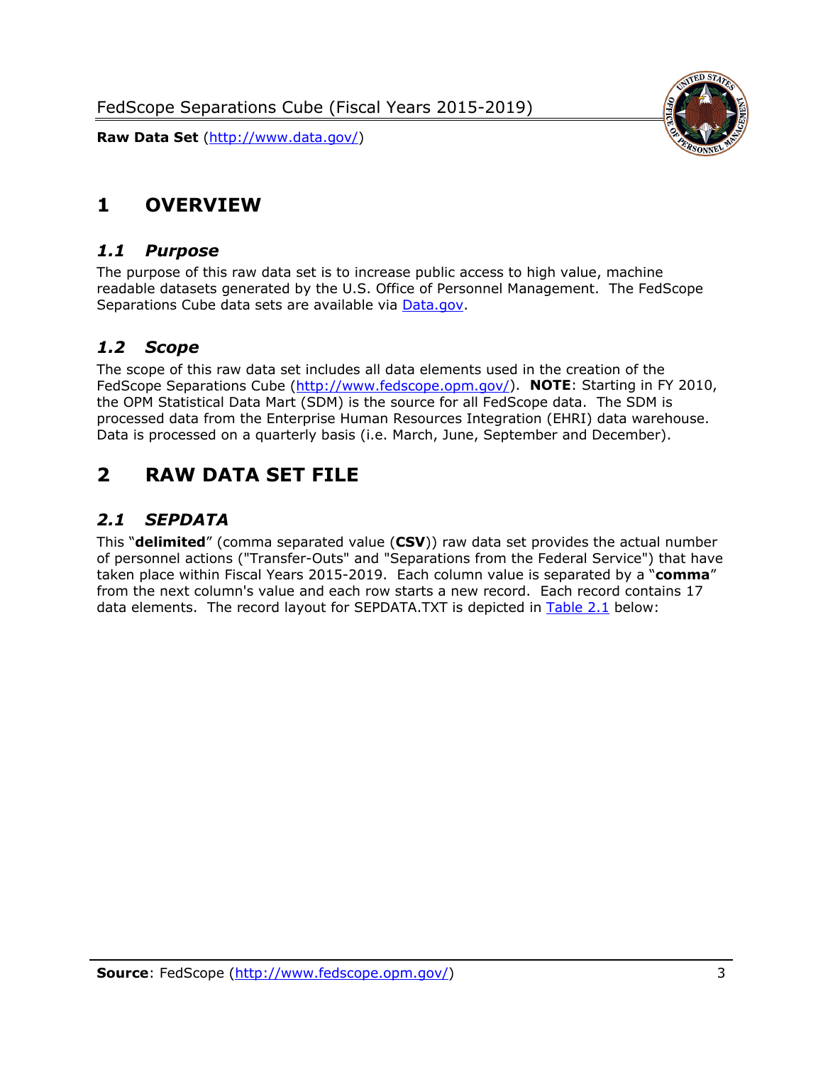# 1 OVERVIEW

## *1.1 Purpose*

The purpose of this raw data set is to increase public access to high value, machine readable datasets generated by the U.S. Office of Personnel Management. The FedScope Separations Cube data sets are available via [Data.gov](http://www.data.gov/).

## *1.2 Scope*

The scope of this raw data set includes all data elements used in the creation of the FedScope Separations Cube ([http://www.fedscope.opm.gov/](http://www.fedscope.opm.gov/)). **NOTE**: Starting in FY 2010, the OPM Statistical Data Mart (SDM) is the source for all FedScope data. The SDM is processed data from the Enterprise Human Resources Integration (EHRI) data warehouse. Data is processed on a quarterly basis (i.e. March, June, September and December).

# 2 RAW DATA SET FILE

## *2.1 SEPDATA*

This "**delimited**" (comma separated value (**CSV**)) raw data set provides the actual number of personnel actions ("Transfer-Outs" and "Separations from the Federal Service") that have taken place within Fiscal Years 2015-2019. Each column value is separated by a "**comma**" from the next column's value and each row starts a new record. Each record contains 17 data elements. The record layout for SEPDATA.TXT is depicted in Table 2.1 below: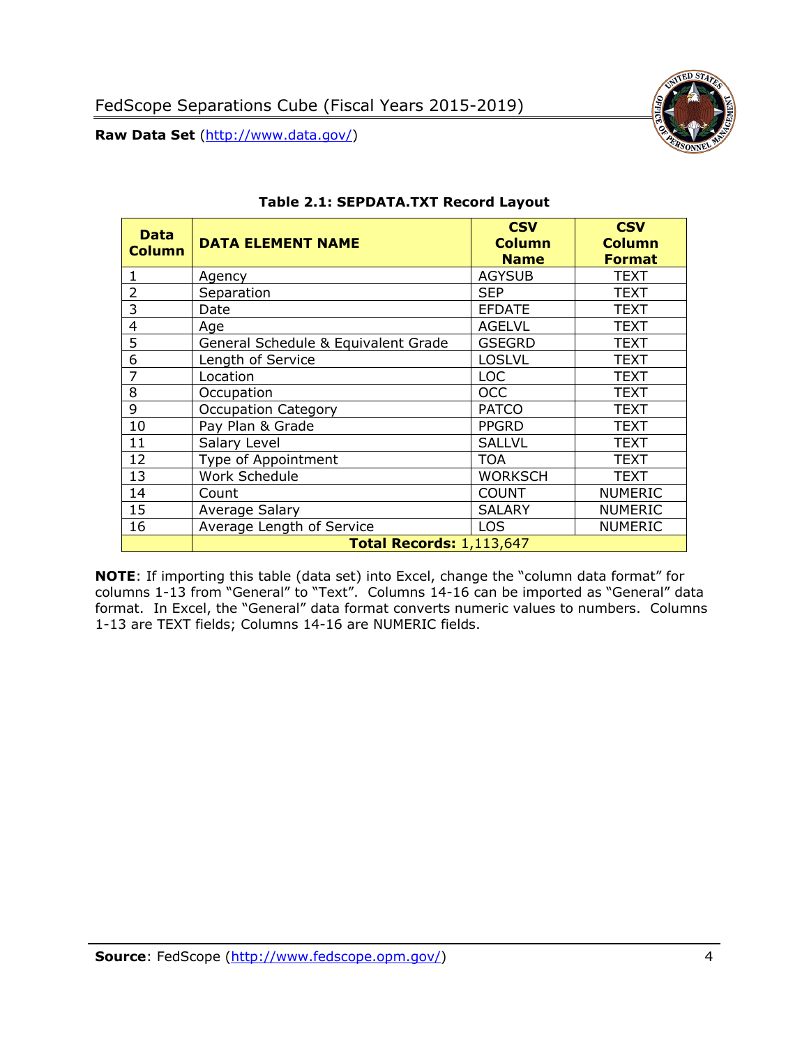**Table 2.1: SEPDATA.TXT Record Layout**

| Data Column | DATA ELEMENT NAME | CSV Column Name | CSV Column Format |
|---|---|---|---|
| 1 | Agency | AGYSUB | TEXT |
| 2 | Separation | SEP | TEXT |
| 3 | Date | EFDATE | TEXT |
| 4 | Age | AGELVL | TEXT |
| 5 | General Schedule & Equivalent Grade | GSEGRD | TEXT |
| 6 | Length of Service | LOSLVL | TEXT |
| 7 | Location | LOC | TEXT |
| 8 | Occupation | OCC | TEXT |
| 9 | Occupation Category | PATCO | TEXT |
| 10 | Pay Plan & Grade | PPGRD | TEXT |
| 11 | Salary Level | SALLVL | TEXT |
| 12 | Type of Appointment | TOA | TEXT |
| 13 | Work Schedule | WORKSCH | TEXT |
| 14 | Count | COUNT | NUMERIC |
| 15 | Average Salary | SALARY | NUMERIC |
| 16 | Average Length of Service | LOS | NUMERIC |
| | **Total Records:** 1,113,647 | | |

**NOTE**: If importing this table (data set) into Excel, change the "column data format" for columns 1-13 from "General" to "Text". Columns 14-16 can be imported as "General" data format. In Excel, the "General" data format converts numeric values to numbers. Columns 1-13 are TEXT fields; Columns 14-16 are NUMERIC fields.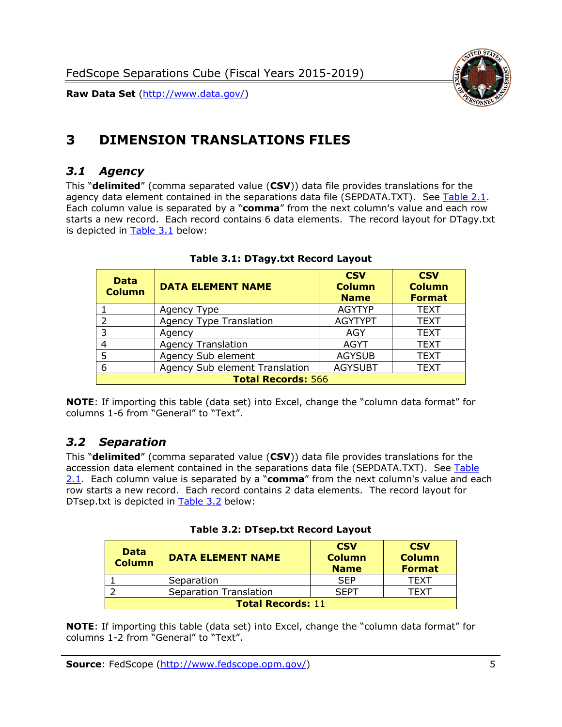# 3 DIMENSION TRANSLATIONS FILES

## 3.1 *Agency*

This "**delimited**" (comma separated value (**CSV**)) data file provides translations for the agency data element contained in the separations data file (SEPDATA.TXT). See Table 2.1. Each column value is separated by a "**comma**" from the next column's value and each row starts a new record. Each record contains 6 data elements. The record layout for DTagy.txt is depicted in Table 3.1 below:

**Table 3.1: DTagy.txt Record Layout**

| Data Column | DATA ELEMENT NAME | CSV Column Name | CSV Column Format |
|---|---|---|---|
| 1 | Agency Type | AGYTYP | TEXT |
| 2 | Agency Type Translation | AGYTYPT | TEXT |
| 3 | Agency | AGY | TEXT |
| 4 | Agency Translation | AGYT | TEXT |
| 5 | Agency Sub element | AGYSUB | TEXT |
| 6 | Agency Sub element Translation | AGYSUBT | TEXT |
| **Total Records:** 566 | | | |

**NOTE**: If importing this table (data set) into Excel, change the "column data format" for columns 1-6 from "General" to "Text".

## 3.2 *Separation*

This "**delimited**" (comma separated value (**CSV**)) data file provides translations for the accession data element contained in the separations data file (SEPDATA.TXT). See Table 2.1. Each column value is separated by a "**comma**" from the next column's value and each row starts a new record. Each record contains 2 data elements. The record layout for DTsep.txt is depicted in Table 3.2 below:

**Table 3.2: DTsep.txt Record Layout**

| Data Column | DATA ELEMENT NAME | CSV Column Name | CSV Column Format |
|---|---|---|---|
| 1 | Separation | SEP | TEXT |
| 2 | Separation Translation | SEPT | TEXT |
| **Total Records:** 11 | | | |

**NOTE**: If importing this table (data set) into Excel, change the "column data format" for columns 1-2 from "General" to "Text".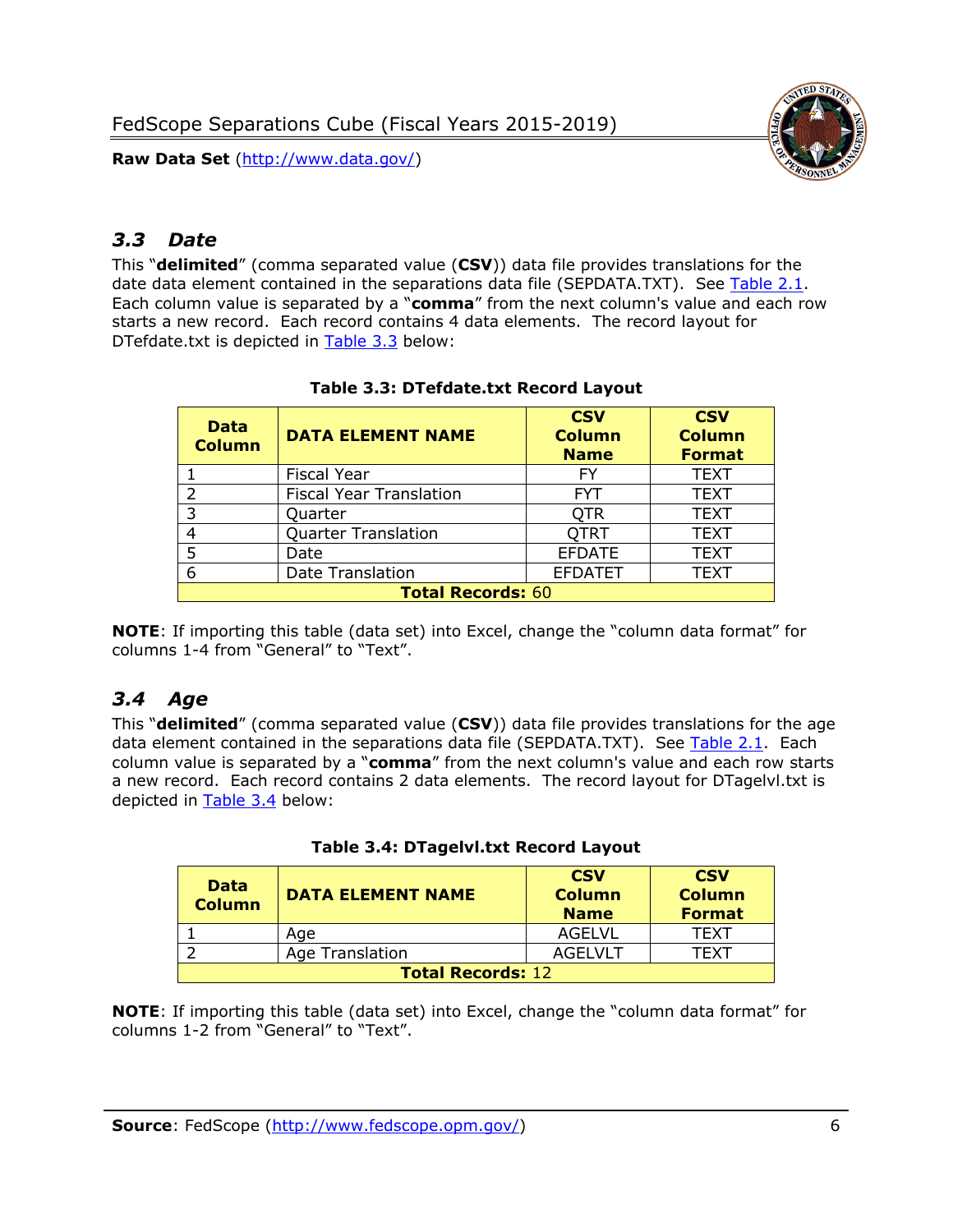## *3.3 Date*

This "**delimited**" (comma separated value (**CSV**)) data file provides translations for the date data element contained in the separations data file (SEPDATA.TXT). See Table 2.1. Each column value is separated by a "**comma**" from the next column's value and each row starts a new record. Each record contains 4 data elements. The record layout for DTefdate.txt is depicted in Table 3.3 below:

**Table 3.3: DTefdate.txt Record Layout**

| Data Column | DATA ELEMENT NAME | CSV Column Name | CSV Column Format |
|---|---|---|---|
| 1 | Fiscal Year | FY | TEXT |
| 2 | Fiscal Year Translation | FYT | TEXT |
| 3 | Quarter | QTR | TEXT |
| 4 | Quarter Translation | QTRT | TEXT |
| 5 | Date | EFDATE | TEXT |
| 6 | Date Translation | EFDATET | TEXT |
| **Total Records:** 60 | | | |

**NOTE**: If importing this table (data set) into Excel, change the "column data format" for columns 1-4 from "General" to "Text".

## *3.4 Age*

This "**delimited**" (comma separated value (**CSV**)) data file provides translations for the age data element contained in the separations data file (SEPDATA.TXT). See Table 2.1. Each column value is separated by a "**comma**" from the next column's value and each row starts a new record. Each record contains 2 data elements. The record layout for DTagelvl.txt is depicted in Table 3.4 below:

**Table 3.4: DTagelvl.txt Record Layout**

| Data Column | DATA ELEMENT NAME | CSV Column Name | CSV Column Format |
|---|---|---|---|
| 1 | Age | AGELVL | TEXT |
| 2 | Age Translation | AGELVLT | TEXT |
| **Total Records:** 12 | | | |

**NOTE**: If importing this table (data set) into Excel, change the "column data format" for columns 1-2 from "General" to "Text".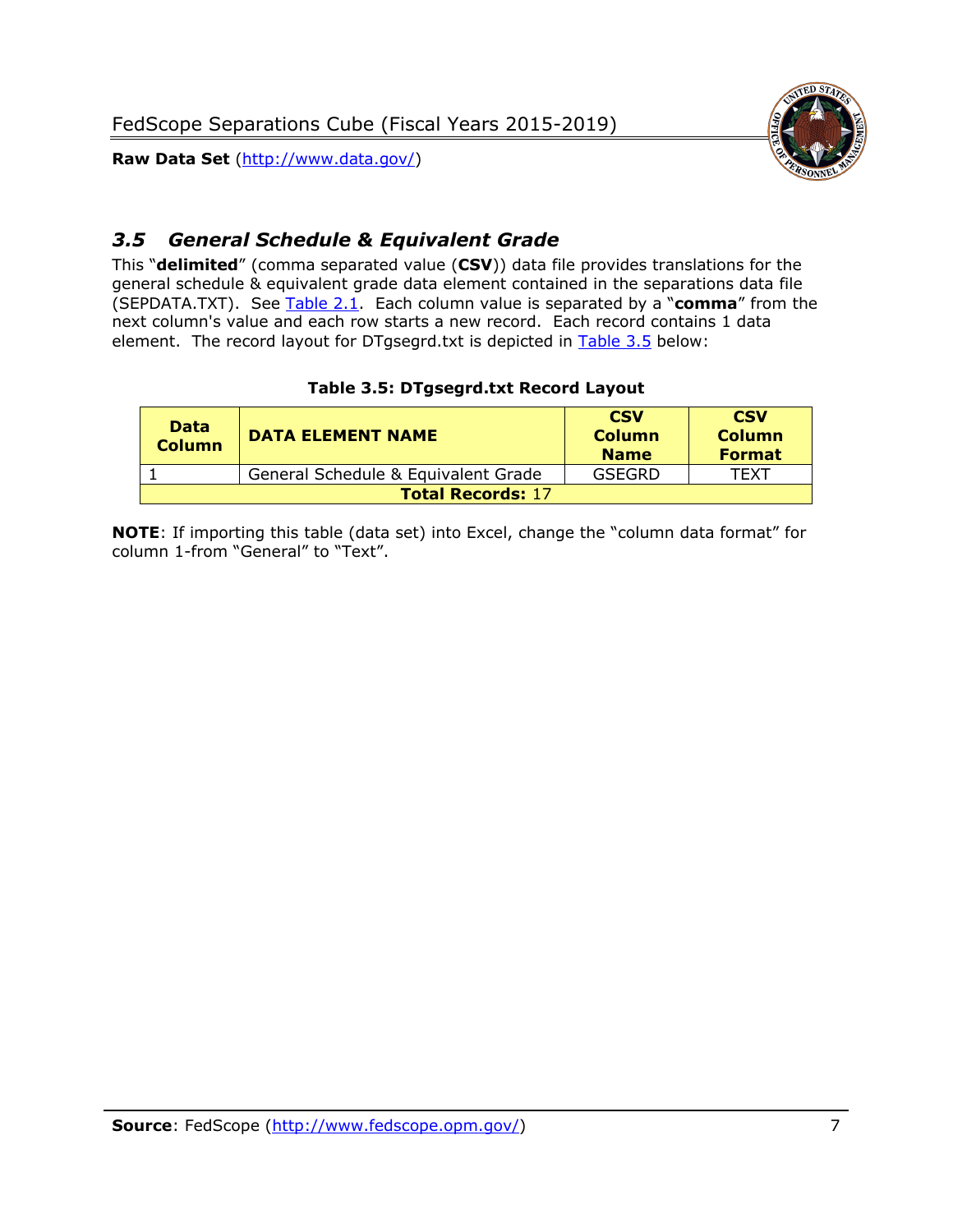## *3.5 General Schedule & Equivalent Grade*

This "**delimited**" (comma separated value (**CSV**)) data file provides translations for the general schedule & equivalent grade data element contained in the separations data file (SEPDATA.TXT). See Table 2.1. Each column value is separated by a "**comma**" from the next column's value and each row starts a new record. Each record contains 1 data element. The record layout for DTgsegrd.txt is depicted in Table 3.5 below:

**Table 3.5: DTgsegrd.txt Record Layout**

| Data Column | DATA ELEMENT NAME | CSV Column Name | CSV Column Format |
|---|---|---|---|
| 1 | General Schedule & Equivalent Grade | GSEGRD | TEXT |
| **Total Records:** 17 | | | |

**NOTE**: If importing this table (data set) into Excel, change the "column data format" for column 1-from "General" to "Text".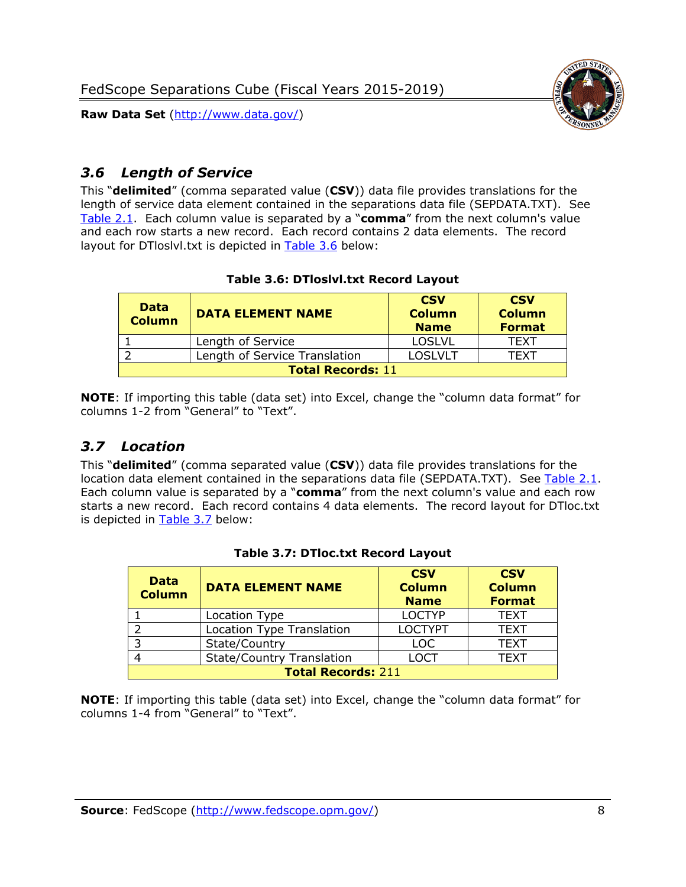## *3.6 Length of Service*

This "**delimited**" (comma separated value (**CSV**)) data file provides translations for the length of service data element contained in the separations data file (SEPDATA.TXT). See Table 2.1. Each column value is separated by a "**comma**" from the next column's value and each row starts a new record. Each record contains 2 data elements. The record layout for DTloslvl.txt is depicted in Table 3.6 below:

**Table 3.6: DTloslvl.txt Record Layout**

| Data Column | DATA ELEMENT NAME | CSV Column Name | CSV Column Format |
|---|---|---|---|
| 1 | Length of Service | LOSLVL | TEXT |
| 2 | Length of Service Translation | LOSLVLT | TEXT |
| **Total Records:** 11 | | | |

**NOTE**: If importing this table (data set) into Excel, change the "column data format" for columns 1-2 from "General" to "Text".

## *3.7 Location*

This "**delimited**" (comma separated value (**CSV**)) data file provides translations for the location data element contained in the separations data file (SEPDATA.TXT). See Table 2.1. Each column value is separated by a "**comma**" from the next column's value and each row starts a new record. Each record contains 4 data elements. The record layout for DTloc.txt is depicted in Table 3.7 below:

**Table 3.7: DTloc.txt Record Layout**

| Data Column | DATA ELEMENT NAME | CSV Column Name | CSV Column Format |
|---|---|---|---|
| 1 | Location Type | LOCTYP | TEXT |
| 2 | Location Type Translation | LOCTYPT | TEXT |
| 3 | State/Country | LOC | TEXT |
| 4 | State/Country Translation | LOCT | TEXT |
| **Total Records:** 211 | | | |

**NOTE**: If importing this table (data set) into Excel, change the "column data format" for columns 1-4 from "General" to "Text".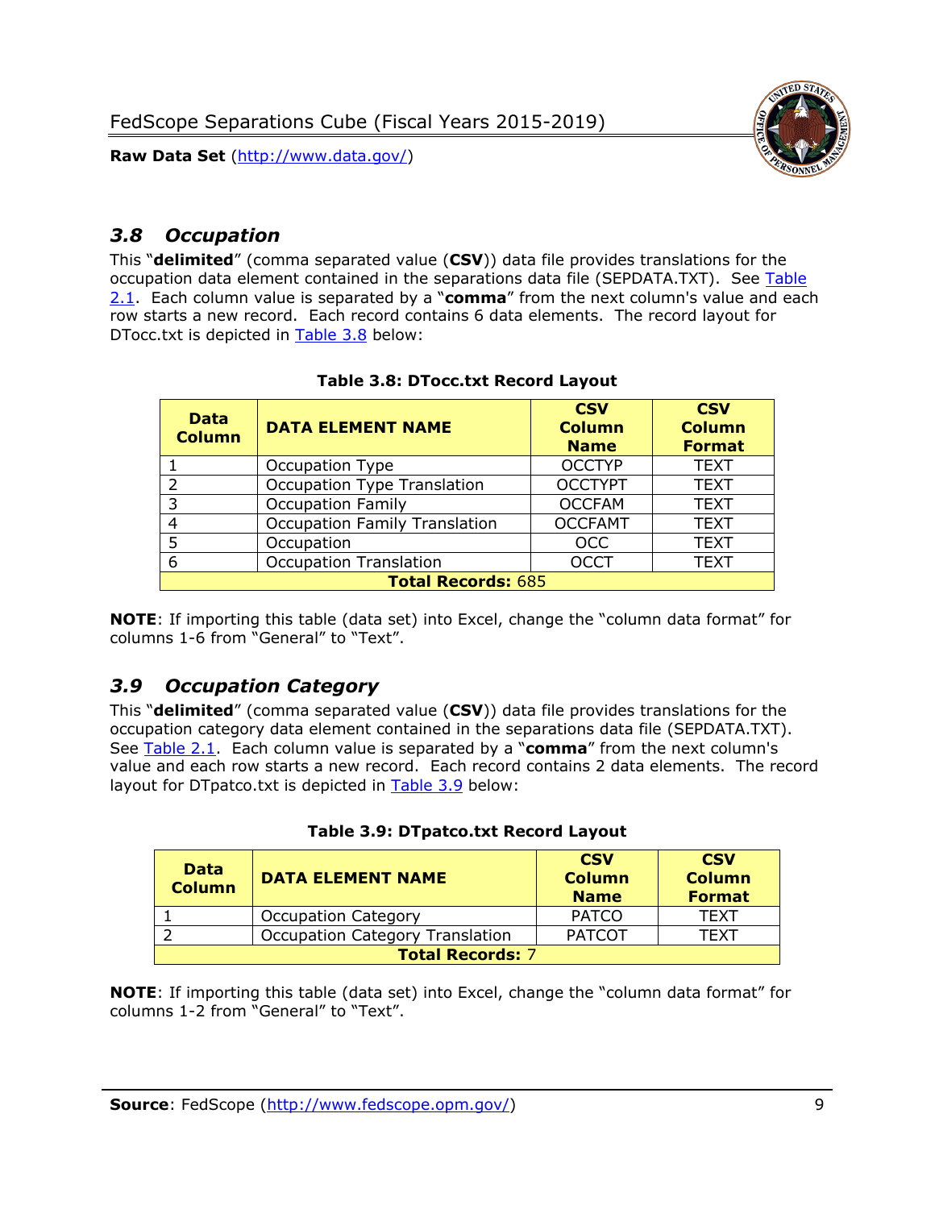## *3.8 Occupation*

This "**delimited**" (comma separated value (**CSV**)) data file provides translations for the occupation data element contained in the separations data file (SEPDATA.TXT). See Table 2.1. Each column value is separated by a "**comma**" from the next column's value and each row starts a new record. Each record contains 6 data elements. The record layout for DTocc.txt is depicted in Table 3.8 below:

**Table 3.8: DTocc.txt Record Layout**

| Data Column | DATA ELEMENT NAME | CSV Column Name | CSV Column Format |
|---|---|---|---|
| 1 | Occupation Type | OCCTYP | TEXT |
| 2 | Occupation Type Translation | OCCTYPT | TEXT |
| 3 | Occupation Family | OCCFAM | TEXT |
| 4 | Occupation Family Translation | OCCFAMT | TEXT |
| 5 | Occupation | OCC | TEXT |
| 6 | Occupation Translation | OCCT | TEXT |
| **Total Records:** 685 | | | |

**NOTE**: If importing this table (data set) into Excel, change the "column data format" for columns 1-6 from "General" to "Text".

## *3.9 Occupation Category*

This "**delimited**" (comma separated value (**CSV**)) data file provides translations for the occupation category data element contained in the separations data file (SEPDATA.TXT). See Table 2.1. Each column value is separated by a "**comma**" from the next column's value and each row starts a new record. Each record contains 2 data elements. The record layout for DTpatco.txt is depicted in Table 3.9 below:

**Table 3.9: DTpatco.txt Record Layout**

| Data Column | DATA ELEMENT NAME | CSV Column Name | CSV Column Format |
|---|---|---|---|
| 1 | Occupation Category | PATCO | TEXT |
| 2 | Occupation Category Translation | PATCOT | TEXT |
| **Total Records:** 7 | | | |

**NOTE**: If importing this table (data set) into Excel, change the "column data format" for columns 1-2 from "General" to "Text".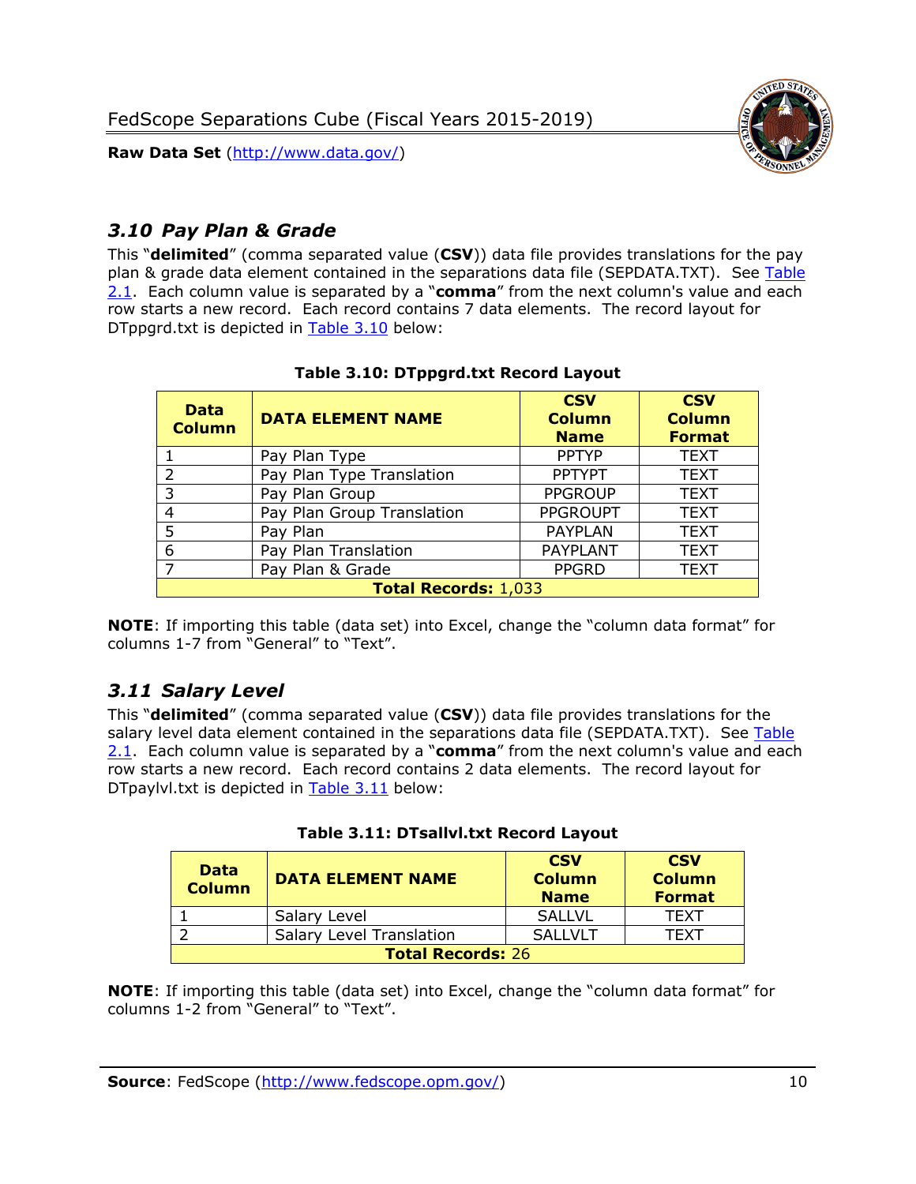## 3.10 Pay Plan & Grade

This "**delimited**" (comma separated value (**CSV**)) data file provides translations for the pay plan & grade data element contained in the separations data file (SEPDATA.TXT). See Table 2.1. Each column value is separated by a "**comma**" from the next column's value and each row starts a new record. Each record contains 7 data elements. The record layout for DTppgrd.txt is depicted in Table 3.10 below:

**Table 3.10: DTppgrd.txt Record Layout**

| Data Column | DATA ELEMENT NAME | CSV Column Name | CSV Column Format |
|---|---|---|---|
| 1 | Pay Plan Type | PPTYP | TEXT |
| 2 | Pay Plan Type Translation | PPTYPT | TEXT |
| 3 | Pay Plan Group | PPGROUP | TEXT |
| 4 | Pay Plan Group Translation | PPGROUPT | TEXT |
| 5 | Pay Plan | PAYPLAN | TEXT |
| 6 | Pay Plan Translation | PAYPLANT | TEXT |
| 7 | Pay Plan & Grade | PPGRD | TEXT |
| **Total Records:** 1,033 | | | |

**NOTE**: If importing this table (data set) into Excel, change the "column data format" for columns 1-7 from "General" to "Text".

## 3.11 Salary Level

This "**delimited**" (comma separated value (**CSV**)) data file provides translations for the salary level data element contained in the separations data file (SEPDATA.TXT). See Table 2.1. Each column value is separated by a "**comma**" from the next column's value and each row starts a new record. Each record contains 2 data elements. The record layout for DTpaylvl.txt is depicted in Table 3.11 below:

**Table 3.11: DTsallvl.txt Record Layout**

| Data Column | DATA ELEMENT NAME | CSV Column Name | CSV Column Format |
|---|---|---|---|
| 1 | Salary Level | SALLVL | TEXT |
| 2 | Salary Level Translation | SALLVLT | TEXT |
| **Total Records:** 26 | | | |

**NOTE**: If importing this table (data set) into Excel, change the "column data format" for columns 1-2 from "General" to "Text".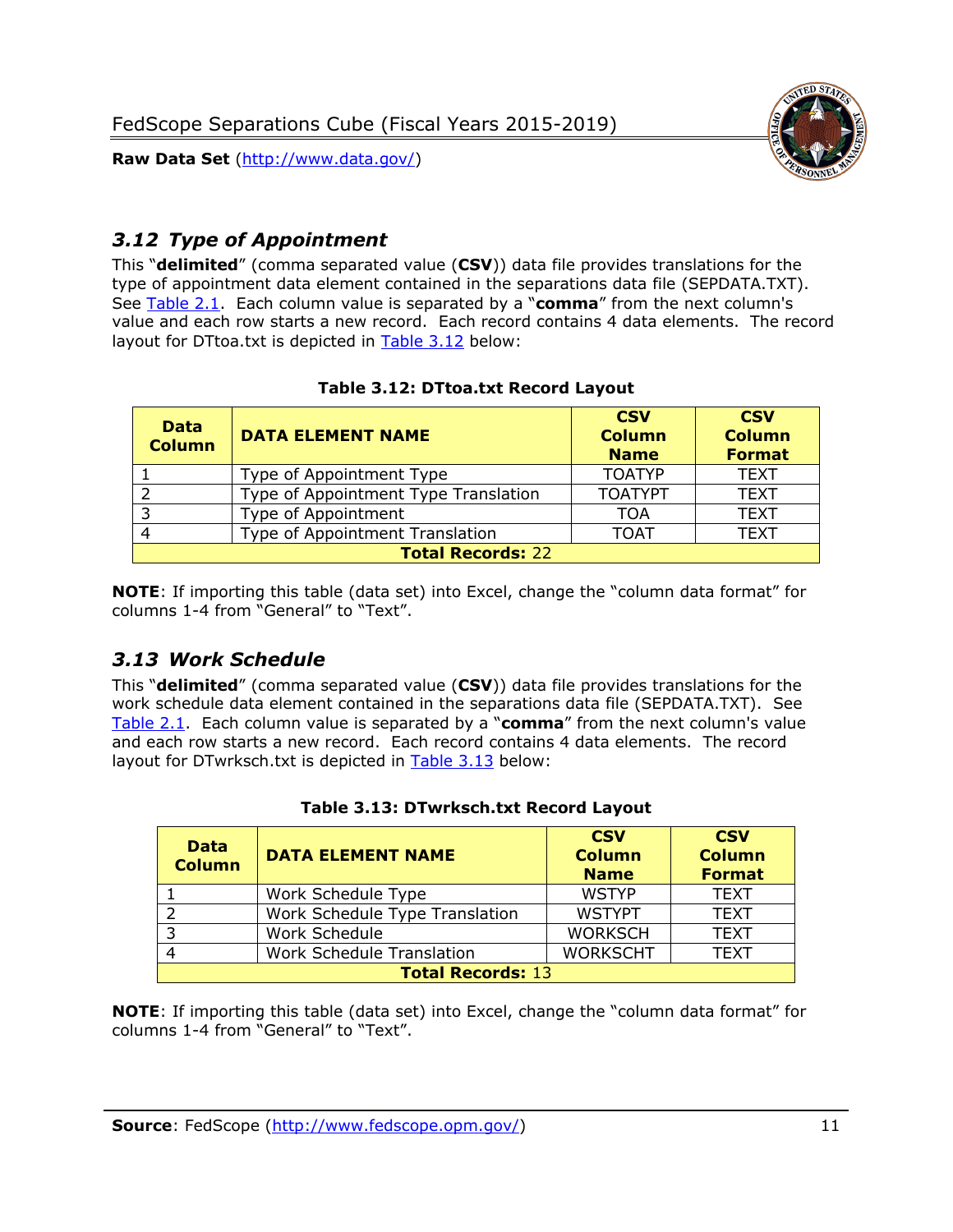## 3.12 *Type of Appointment*

This "**delimited**" (comma separated value (**CSV**)) data file provides translations for the type of appointment data element contained in the separations data file (SEPDATA.TXT). See Table 2.1. Each column value is separated by a "**comma**" from the next column's value and each row starts a new record. Each record contains 4 data elements. The record layout for DTtoa.txt is depicted in Table 3.12 below:

**Table 3.12: DTtoa.txt Record Layout**

| Data Column | DATA ELEMENT NAME | CSV Column Name | CSV Column Format |
|---|---|---|---|
| 1 | Type of Appointment Type | TOATYP | TEXT |
| 2 | Type of Appointment Type Translation | TOATYPT | TEXT |
| 3 | Type of Appointment | TOA | TEXT |
| 4 | Type of Appointment Translation | TOAT | TEXT |
| **Total Records:** 22 | | | |

**NOTE**: If importing this table (data set) into Excel, change the "column data format" for columns 1-4 from "General" to "Text".

## 3.13 *Work Schedule*

This "**delimited**" (comma separated value (**CSV**)) data file provides translations for the work schedule data element contained in the separations data file (SEPDATA.TXT). See Table 2.1. Each column value is separated by a "**comma**" from the next column's value and each row starts a new record. Each record contains 4 data elements. The record layout for DTwrksch.txt is depicted in Table 3.13 below:

**Table 3.13: DTwrksch.txt Record Layout**

| Data Column | DATA ELEMENT NAME | CSV Column Name | CSV Column Format |
|---|---|---|---|
| 1 | Work Schedule Type | WSTYP | TEXT |
| 2 | Work Schedule Type Translation | WSTYPT | TEXT |
| 3 | Work Schedule | WORKSCH | TEXT |
| 4 | Work Schedule Translation | WORKSCHT | TEXT |
| **Total Records:** 13 | | | |

**NOTE**: If importing this table (data set) into Excel, change the "column data format" for columns 1-4 from "General" to "Text".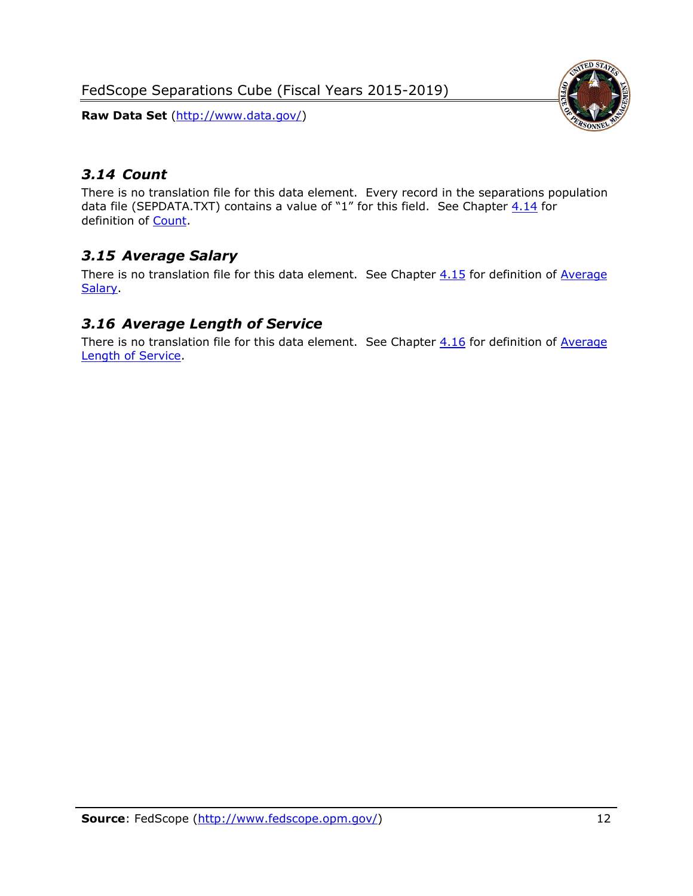### *3.14 Count*

There is no translation file for this data element. Every record in the separations population data file (SEPDATA.TXT) contains a value of "1" for this field. See Chapter 4.14 for definition of Count.

### *3.15 Average Salary*

There is no translation file for this data element. See Chapter 4.15 for definition of Average Salary.

### *3.16 Average Length of Service*

There is no translation file for this data element. See Chapter 4.16 for definition of Average Length of Service.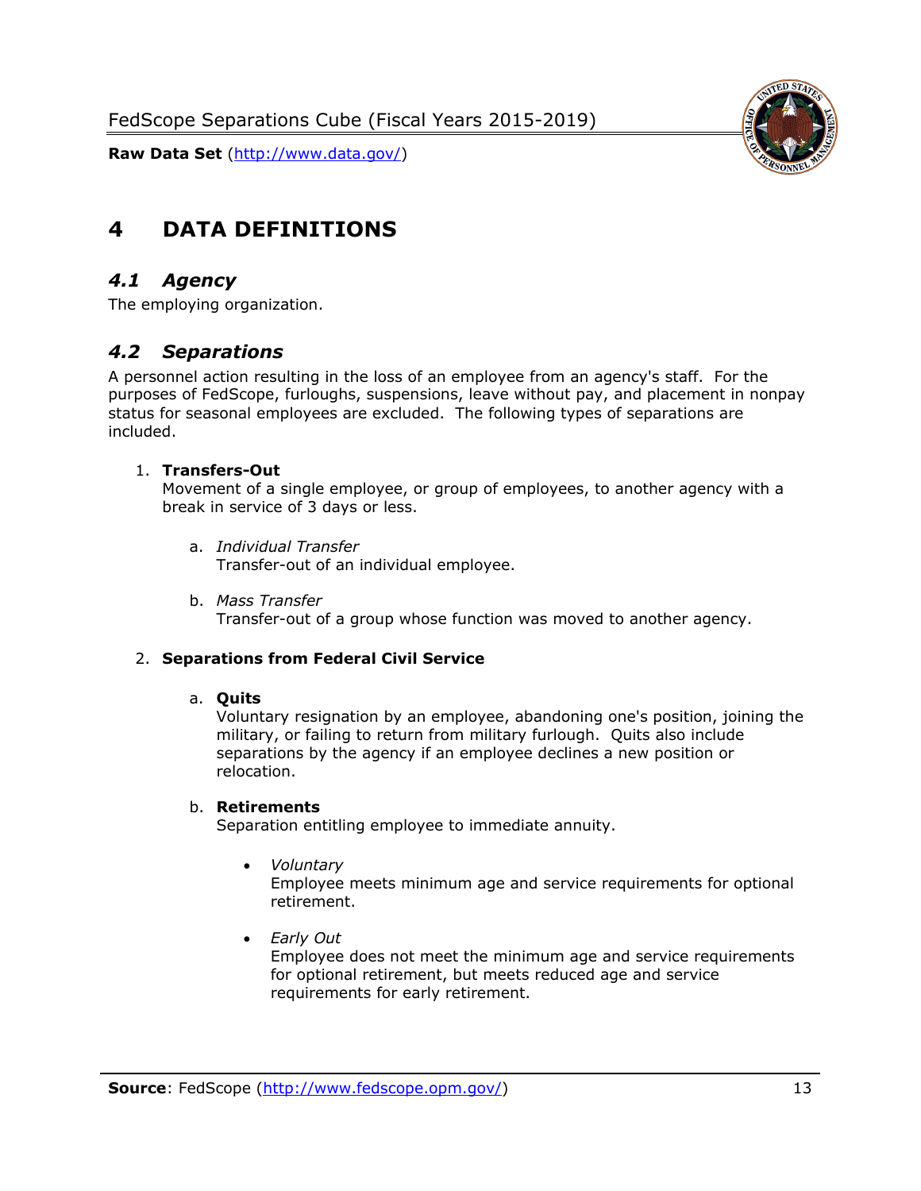# 4 DATA DEFINITIONS

## *4.1 Agency*

The employing organization.

## *4.2 Separations*

A personnel action resulting in the loss of an employee from an agency's staff. For the purposes of FedScope, furloughs, suspensions, leave without pay, and placement in nonpay status for seasonal employees are excluded. The following types of separations are included.

1. **Transfers-Out**
   Movement of a single employee, or group of employees, to another agency with a break in service of 3 days or less.

   a. *Individual Transfer*
      Transfer-out of an individual employee.

   b. *Mass Transfer*
      Transfer-out of a group whose function was moved to another agency.

2. **Separations from Federal Civil Service**

   a. **Quits**
      Voluntary resignation by an employee, abandoning one's position, joining the military, or failing to return from military furlough. Quits also include separations by the agency if an employee declines a new position or relocation.

   b. **Retirements**
      Separation entitling employee to immediate annuity.

      - *Voluntary*
        Employee meets minimum age and service requirements for optional retirement.

      - *Early Out*
        Employee does not meet the minimum age and service requirements for optional retirement, but meets reduced age and service requirements for early retirement.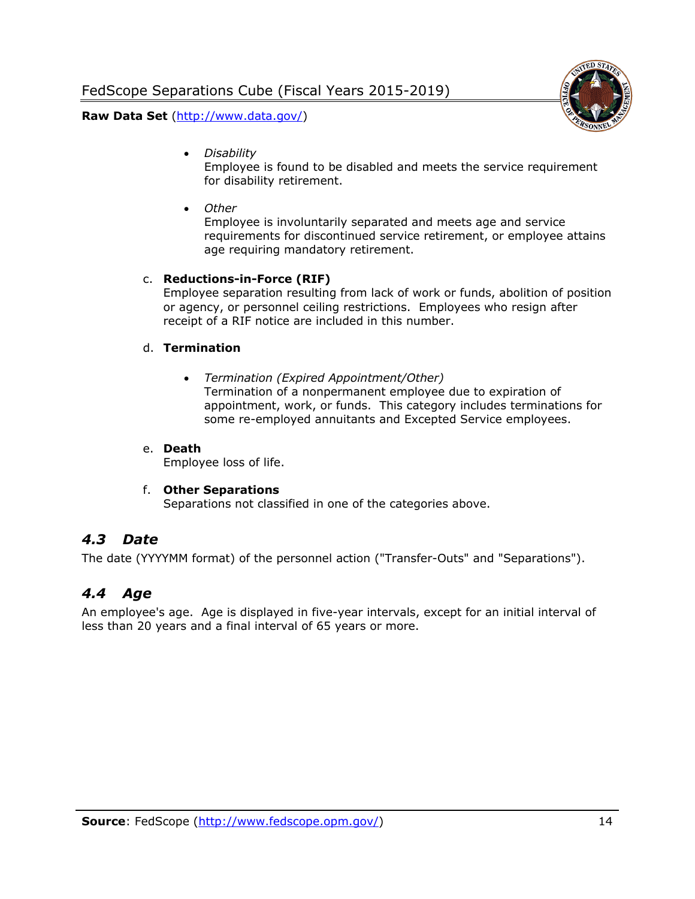- *Disability*
  Employee is found to be disabled and meets the service requirement for disability retirement.

- *Other*
  Employee is involuntarily separated and meets age and service requirements for discontinued service retirement, or employee attains age requiring mandatory retirement.

c. **Reductions-in-Force (RIF)**
   Employee separation resulting from lack of work or funds, abolition of position or agency, or personnel ceiling restrictions. Employees who resign after receipt of a RIF notice are included in this number.

d. **Termination**

   - *Termination (Expired Appointment/Other)*
     Termination of a nonpermanent employee due to expiration of appointment, work, or funds. This category includes terminations for some re-employed annuitants and Excepted Service employees.

e. **Death**
   Employee loss of life.

f. **Other Separations**
   Separations not classified in one of the categories above.

## *4.3 Date*

The date (YYYYMM format) of the personnel action ("Transfer-Outs" and "Separations").

## *4.4 Age*

An employee's age. Age is displayed in five-year intervals, except for an initial interval of less than 20 years and a final interval of 65 years or more.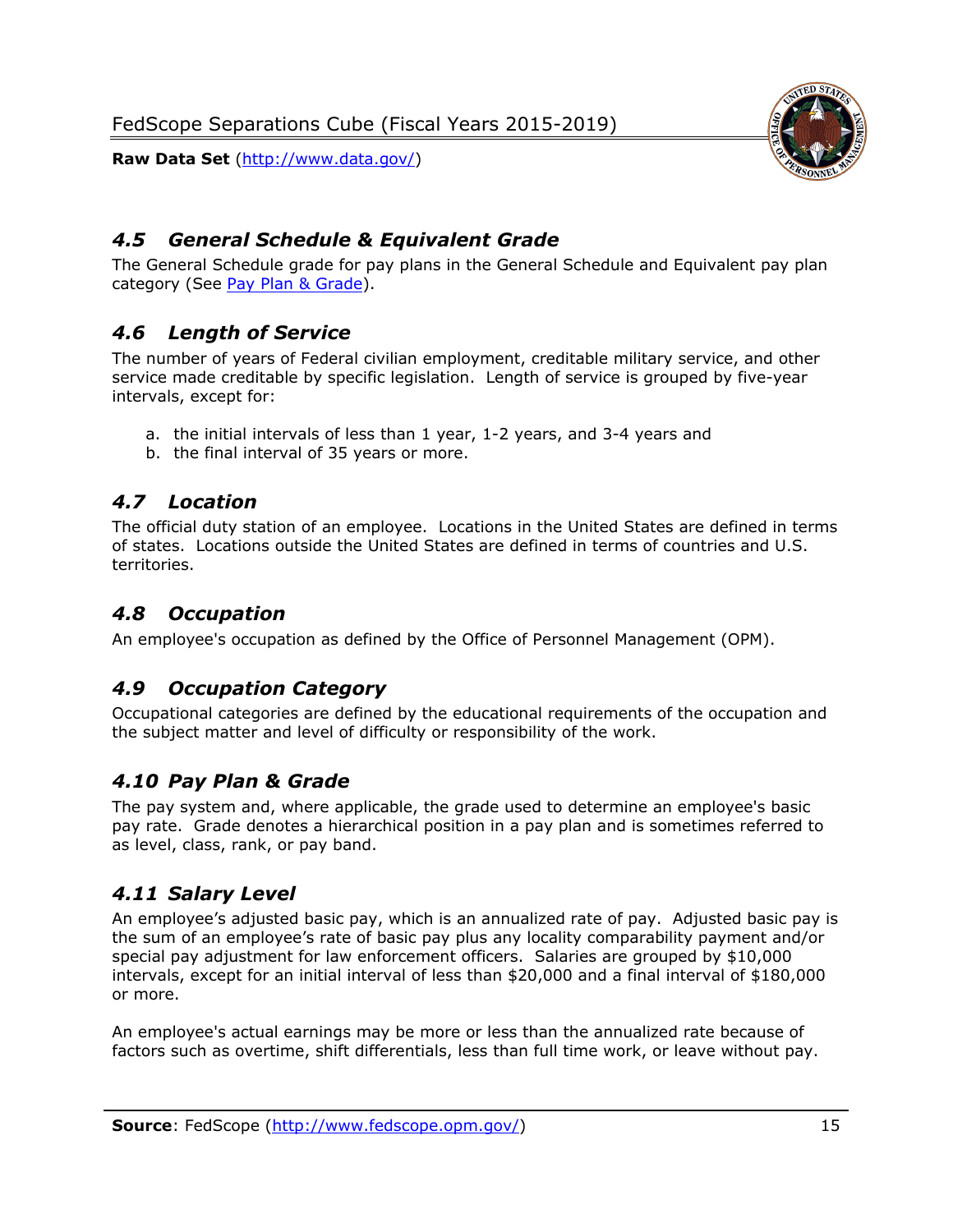## *4.5 General Schedule & Equivalent Grade*

The General Schedule grade for pay plans in the General Schedule and Equivalent pay plan category (See Pay Plan & Grade).

## *4.6 Length of Service*

The number of years of Federal civilian employment, creditable military service, and other service made creditable by specific legislation. Length of service is grouped by five-year intervals, except for:

a. the initial intervals of less than 1 year, 1-2 years, and 3-4 years and
b. the final interval of 35 years or more.

## *4.7 Location*

The official duty station of an employee. Locations in the United States are defined in terms of states. Locations outside the United States are defined in terms of countries and U.S. territories.

## *4.8 Occupation*

An employee's occupation as defined by the Office of Personnel Management (OPM).

## *4.9 Occupation Category*

Occupational categories are defined by the educational requirements of the occupation and the subject matter and level of difficulty or responsibility of the work.

## *4.10 Pay Plan & Grade*

The pay system and, where applicable, the grade used to determine an employee's basic pay rate. Grade denotes a hierarchical position in a pay plan and is sometimes referred to as level, class, rank, or pay band.

## *4.11 Salary Level*

An employee's adjusted basic pay, which is an annualized rate of pay. Adjusted basic pay is the sum of an employee's rate of basic pay plus any locality comparability payment and/or special pay adjustment for law enforcement officers. Salaries are grouped by $10,000 intervals, except for an initial interval of less than $20,000 and a final interval of $180,000 or more.

An employee's actual earnings may be more or less than the annualized rate because of factors such as overtime, shift differentials, less than full time work, or leave without pay.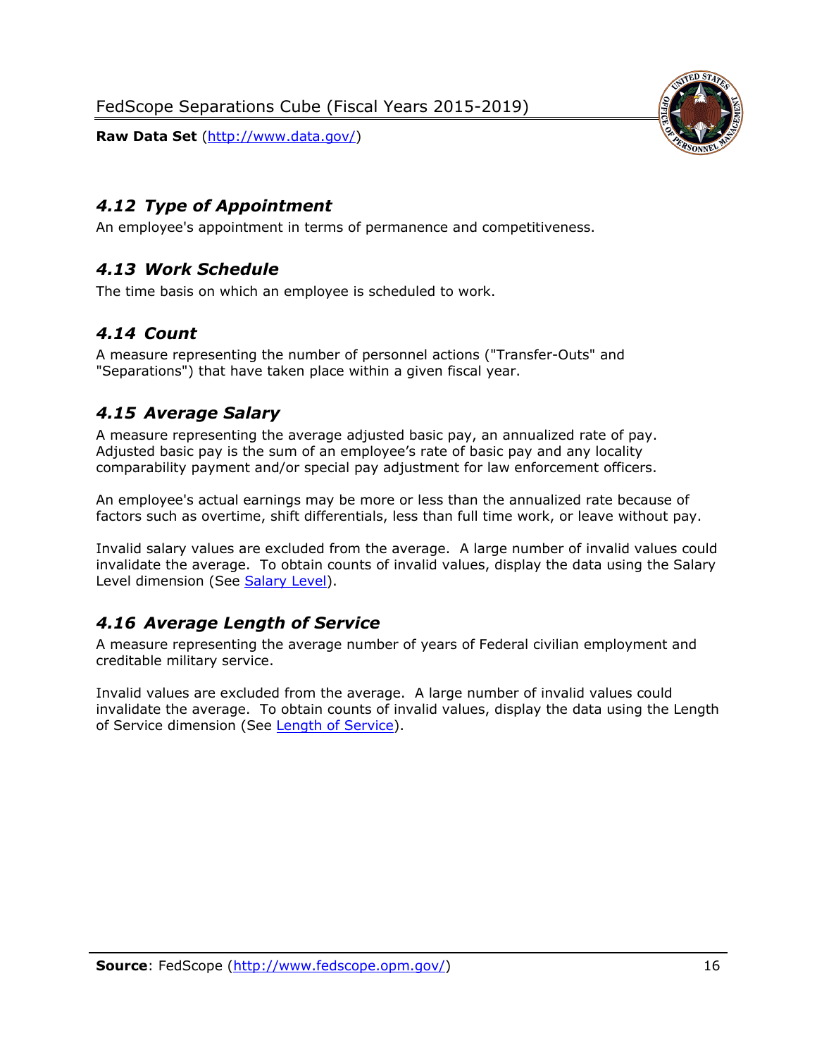### *4.12 Type of Appointment*

An employee's appointment in terms of permanence and competitiveness.

### *4.13 Work Schedule*

The time basis on which an employee is scheduled to work.

### *4.14 Count*

A measure representing the number of personnel actions ("Transfer-Outs" and "Separations") that have taken place within a given fiscal year.

### *4.15 Average Salary*

A measure representing the average adjusted basic pay, an annualized rate of pay. Adjusted basic pay is the sum of an employee's rate of basic pay and any locality comparability payment and/or special pay adjustment for law enforcement officers.

An employee's actual earnings may be more or less than the annualized rate because of factors such as overtime, shift differentials, less than full time work, or leave without pay.

Invalid salary values are excluded from the average. A large number of invalid values could invalidate the average. To obtain counts of invalid values, display the data using the Salary Level dimension (See Salary Level).

### *4.16 Average Length of Service*

A measure representing the average number of years of Federal civilian employment and creditable military service.

Invalid values are excluded from the average. A large number of invalid values could invalidate the average. To obtain counts of invalid values, display the data using the Length of Service dimension (See Length of Service).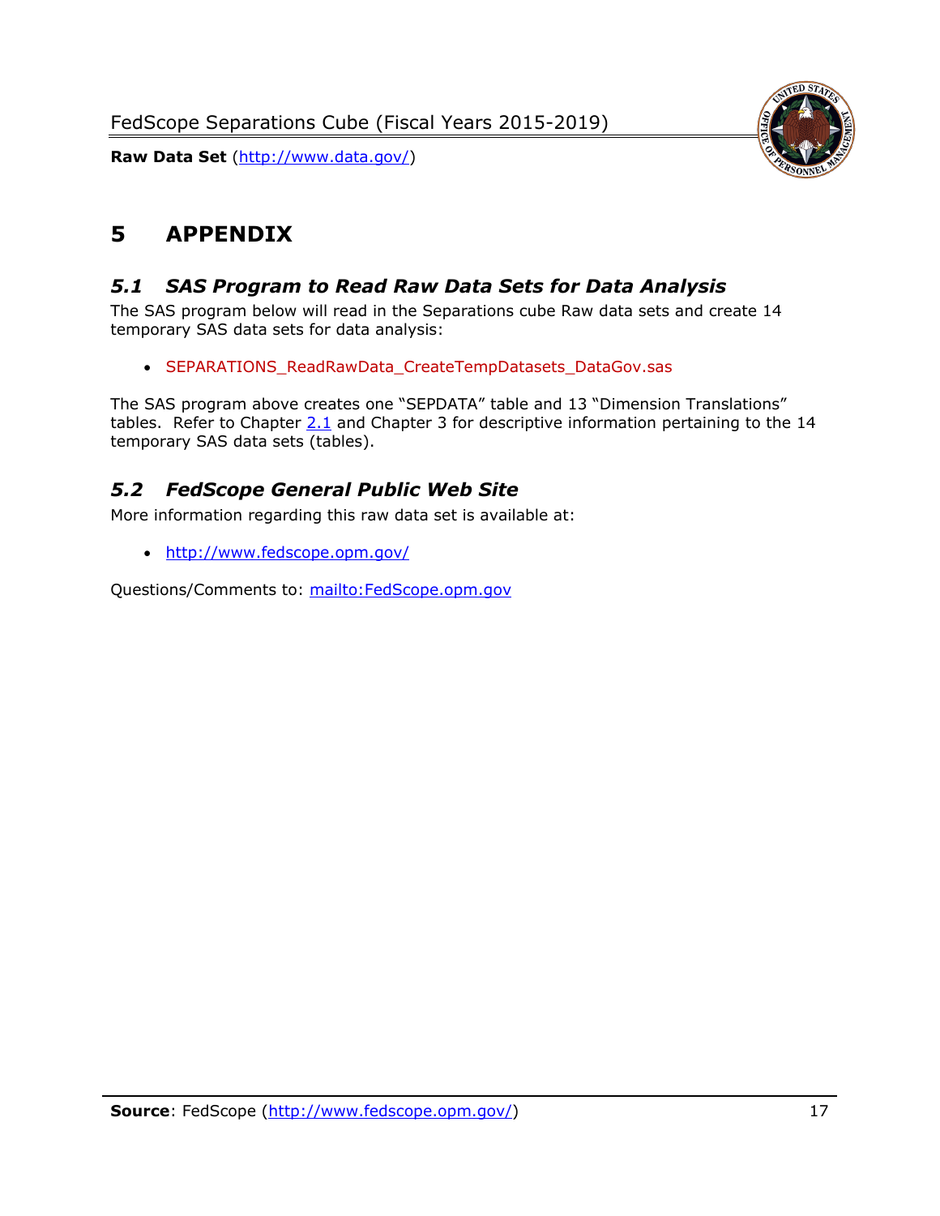# 5 APPENDIX

## *5.1 SAS Program to Read Raw Data Sets for Data Analysis*

The SAS program below will read in the Separations cube Raw data sets and create 14 temporary SAS data sets for data analysis:

- SEPARATIONS_ReadRawData_CreateTempDatasets_DataGov.sas

The SAS program above creates one "SEPDATA" table and 13 "Dimension Translations" tables. Refer to Chapter 2.1 and Chapter 3 for descriptive information pertaining to the 14 temporary SAS data sets (tables).

## *5.2 FedScope General Public Web Site*

More information regarding this raw data set is available at:

- http://www.fedscope.opm.gov/

Questions/Comments to: mailto:FedScope.opm.gov